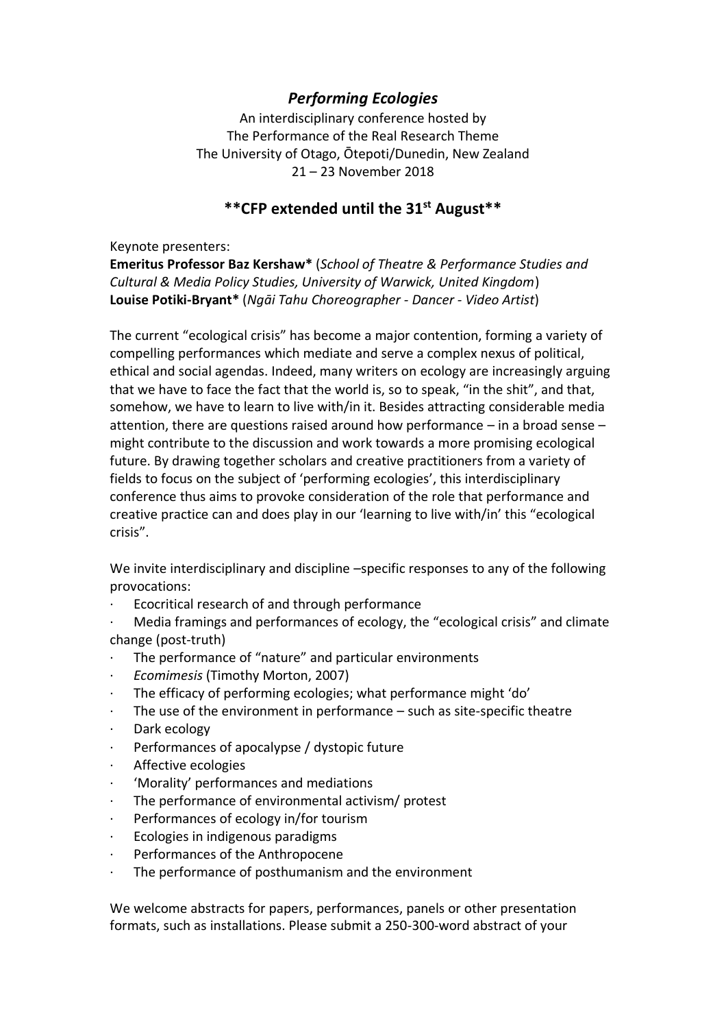# *Performing Ecologies*

An interdisciplinary conference hosted by
The Performance of the Real Research Theme
The University of Otago, Ōtepoti/Dunedin, New Zealand
21 – 23 November 2018

## **CFP extended until the 31st August**

Keynote presenters:

**Emeritus Professor Baz Kershaw*** (*School of Theatre & Performance Studies and Cultural & Media Policy Studies, University of Warwick, United Kingdom*)
**Louise Potiki-Bryant*** (*Ngāi Tahu Choreographer - Dancer - Video Artist*)

The current "ecological crisis" has become a major contention, forming a variety of compelling performances which mediate and serve a complex nexus of political, ethical and social agendas. Indeed, many writers on ecology are increasingly arguing that we have to face the fact that the world is, so to speak, "in the shit", and that, somehow, we have to learn to live with/in it. Besides attracting considerable media attention, there are questions raised around how performance – in a broad sense – might contribute to the discussion and work towards a more promising ecological future. By drawing together scholars and creative practitioners from a variety of fields to focus on the subject of 'performing ecologies', this interdisciplinary conference thus aims to provoke consideration of the role that performance and creative practice can and does play in our 'learning to live with/in' this "ecological crisis".

We invite interdisciplinary and discipline –specific responses to any of the following provocations:

- Ecocritical research of and through performance
- Media framings and performances of ecology, the "ecological crisis" and climate change (post-truth)
- The performance of "nature" and particular environments
- *Ecomimesis* (Timothy Morton, 2007)
- The efficacy of performing ecologies; what performance might 'do'
- The use of the environment in performance – such as site-specific theatre
- Dark ecology
- Performances of apocalypse / dystopic future
- Affective ecologies
- 'Morality' performances and mediations
- The performance of environmental activism/ protest
- Performances of ecology in/for tourism
- Ecologies in indigenous paradigms
- Performances of the Anthropocene
- The performance of posthumanism and the environment

We welcome abstracts for papers, performances, panels or other presentation formats, such as installations. Please submit a 250-300-word abstract of your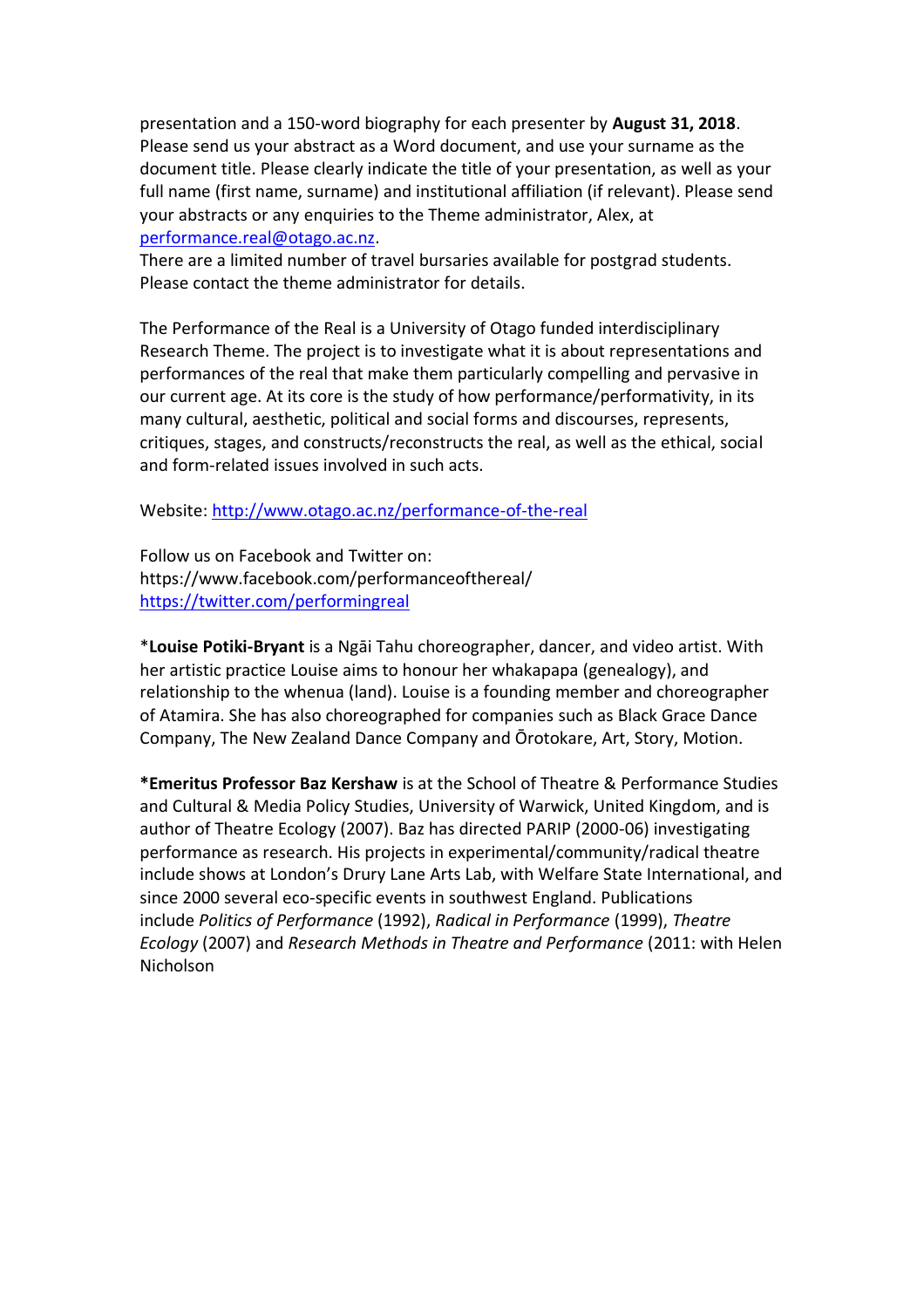presentation and a 150-word biography for each presenter by **August 31, 2018**. Please send us your abstract as a Word document, and use your surname as the document title. Please clearly indicate the title of your presentation, as well as your full name (first name, surname) and institutional affiliation (if relevant). Please send your abstracts or any enquiries to the Theme administrator, Alex, at performance.real@otago.ac.nz.
There are a limited number of travel bursaries available for postgrad students. Please contact the theme administrator for details.

The Performance of the Real is a University of Otago funded interdisciplinary Research Theme. The project is to investigate what it is about representations and performances of the real that make them particularly compelling and pervasive in our current age. At its core is the study of how performance/performativity, in its many cultural, aesthetic, political and social forms and discourses, represents, critiques, stages, and constructs/reconstructs the real, as well as the ethical, social and form-related issues involved in such acts.

Website: http://www.otago.ac.nz/performance-of-the-real

Follow us on Facebook and Twitter on:
https://www.facebook.com/performanceofthereal/
https://twitter.com/performingreal

\***Louise Potiki-Bryant** is a Ngāi Tahu choreographer, dancer, and video artist. With her artistic practice Louise aims to honour her whakapapa (genealogy), and relationship to the whenua (land). Louise is a founding member and choreographer of Atamira. She has also choreographed for companies such as Black Grace Dance Company, The New Zealand Dance Company and Ōrotokare, Art, Story, Motion.

**\*Emeritus Professor Baz Kershaw** is at the School of Theatre & Performance Studies and Cultural & Media Policy Studies, University of Warwick, United Kingdom, and is author of Theatre Ecology (2007). Baz has directed PARIP (2000-06) investigating performance as research. His projects in experimental/community/radical theatre include shows at London's Drury Lane Arts Lab, with Welfare State International, and since 2000 several eco-specific events in southwest England. Publications include *Politics of Performance* (1992), *Radical in Performance* (1999), *Theatre Ecology* (2007) and *Research Methods in Theatre and Performance* (2011: with Helen Nicholson